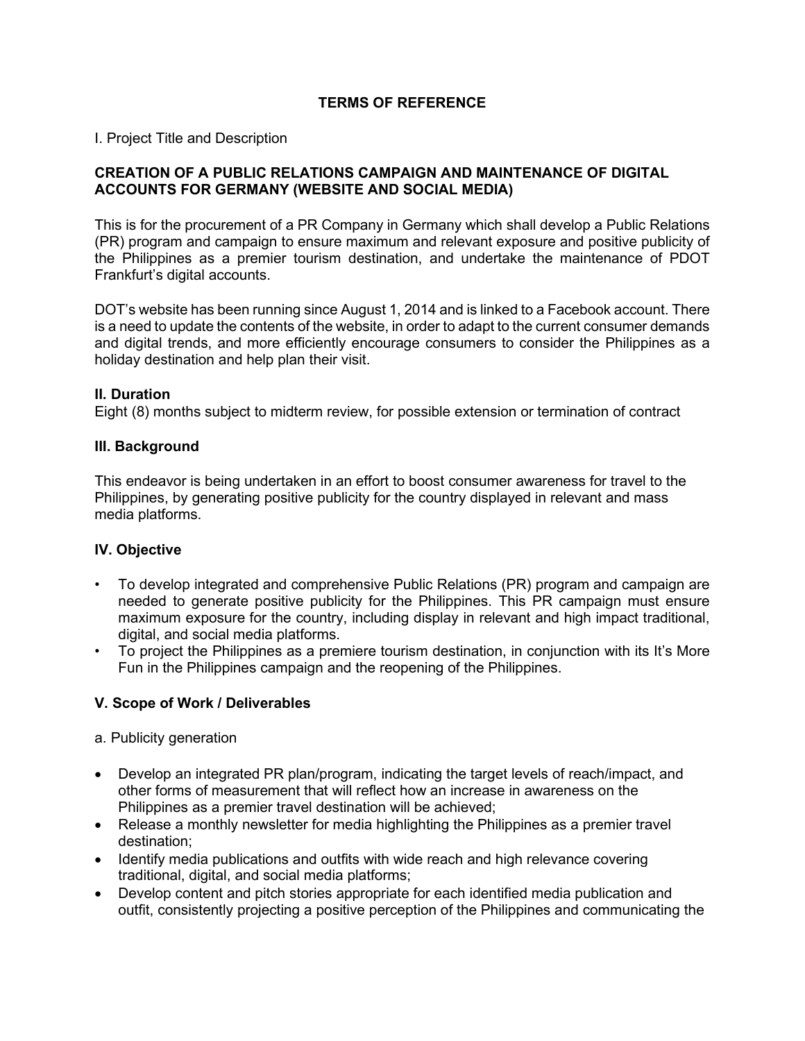# TERMS OF REFERENCE

I. Project Title and Description

**CREATION OF A PUBLIC RELATIONS CAMPAIGN AND MAINTENANCE OF DIGITAL ACCOUNTS FOR GERMANY (WEBSITE AND SOCIAL MEDIA)**

This is for the procurement of a PR Company in Germany which shall develop a Public Relations (PR) program and campaign to ensure maximum and relevant exposure and positive publicity of the Philippines as a premier tourism destination, and undertake the maintenance of PDOT Frankfurt's digital accounts.

DOT's website has been running since August 1, 2014 and is linked to a Facebook account. There is a need to update the contents of the website, in order to adapt to the current consumer demands and digital trends, and more efficiently encourage consumers to consider the Philippines as a holiday destination and help plan their visit.

## II. Duration

Eight (8) months subject to midterm review, for possible extension or termination of contract

## III. Background

This endeavor is being undertaken in an effort to boost consumer awareness for travel to the Philippines, by generating positive publicity for the country displayed in relevant and mass media platforms.

## IV. Objective

- To develop integrated and comprehensive Public Relations (PR) program and campaign are needed to generate positive publicity for the Philippines. This PR campaign must ensure maximum exposure for the country, including display in relevant and high impact traditional, digital, and social media platforms.
- To project the Philippines as a premiere tourism destination, in conjunction with its It's More Fun in the Philippines campaign and the reopening of the Philippines.

## V. Scope of Work / Deliverables

a. Publicity generation

- Develop an integrated PR plan/program, indicating the target levels of reach/impact, and other forms of measurement that will reflect how an increase in awareness on the Philippines as a premier travel destination will be achieved;
- Release a monthly newsletter for media highlighting the Philippines as a premier travel destination;
- Identify media publications and outfits with wide reach and high relevance covering traditional, digital, and social media platforms;
- Develop content and pitch stories appropriate for each identified media publication and outfit, consistently projecting a positive perception of the Philippines and communicating the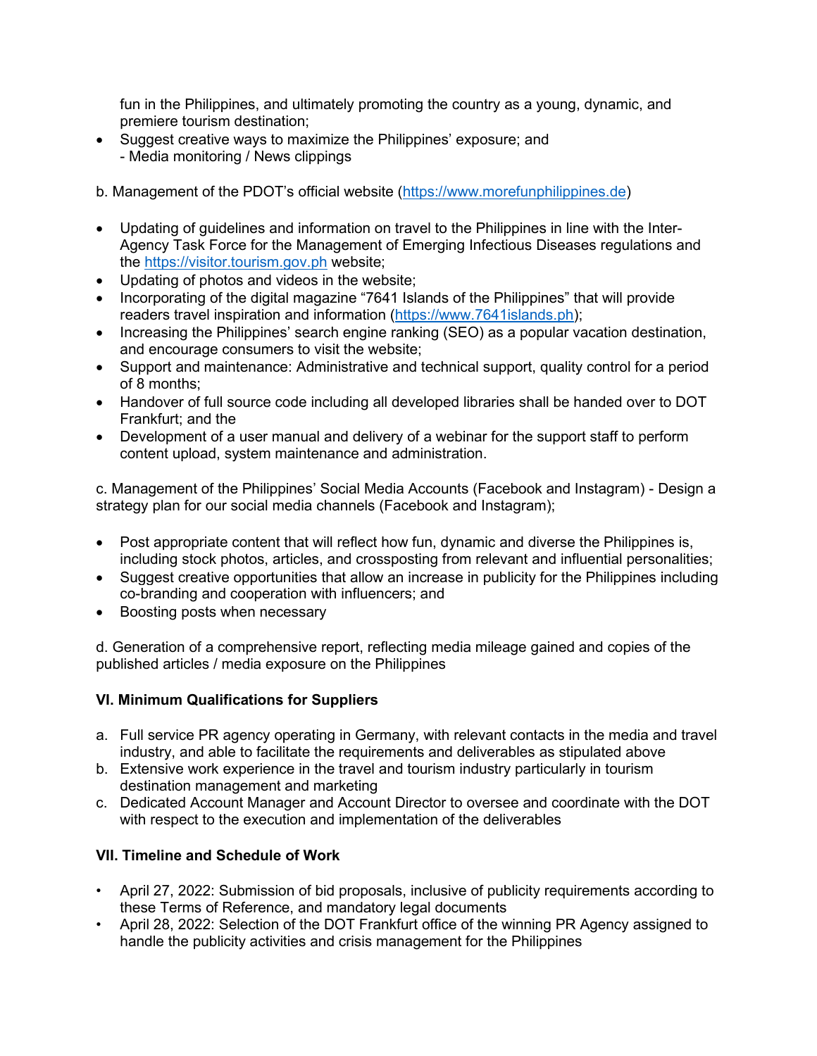fun in the Philippines, and ultimately promoting the country as a young, dynamic, and premiere tourism destination;

- Suggest creative ways to maximize the Philippines' exposure; and
  - Media monitoring / News clippings

b. Management of the PDOT's official website (https://www.morefunphilippines.de)

- Updating of guidelines and information on travel to the Philippines in line with the Inter-Agency Task Force for the Management of Emerging Infectious Diseases regulations and the https://visitor.tourism.gov.ph website;
- Updating of photos and videos in the website;
- Incorporating of the digital magazine "7641 Islands of the Philippines" that will provide readers travel inspiration and information (https://www.7641islands.ph);
- Increasing the Philippines' search engine ranking (SEO) as a popular vacation destination, and encourage consumers to visit the website;
- Support and maintenance: Administrative and technical support, quality control for a period of 8 months;
- Handover of full source code including all developed libraries shall be handed over to DOT Frankfurt; and the
- Development of a user manual and delivery of a webinar for the support staff to perform content upload, system maintenance and administration.

c. Management of the Philippines' Social Media Accounts (Facebook and Instagram) - Design a strategy plan for our social media channels (Facebook and Instagram);

- Post appropriate content that will reflect how fun, dynamic and diverse the Philippines is, including stock photos, articles, and crossposting from relevant and influential personalities;
- Suggest creative opportunities that allow an increase in publicity for the Philippines including co-branding and cooperation with influencers; and
- Boosting posts when necessary

d. Generation of a comprehensive report, reflecting media mileage gained and copies of the published articles / media exposure on the Philippines

**VI. Minimum Qualifications for Suppliers**

a. Full service PR agency operating in Germany, with relevant contacts in the media and travel industry, and able to facilitate the requirements and deliverables as stipulated above
b. Extensive work experience in the travel and tourism industry particularly in tourism destination management and marketing
c. Dedicated Account Manager and Account Director to oversee and coordinate with the DOT with respect to the execution and implementation of the deliverables

**VII. Timeline and Schedule of Work**

- April 27, 2022: Submission of bid proposals, inclusive of publicity requirements according to these Terms of Reference, and mandatory legal documents
- April 28, 2022: Selection of the DOT Frankfurt office of the winning PR Agency assigned to handle the publicity activities and crisis management for the Philippines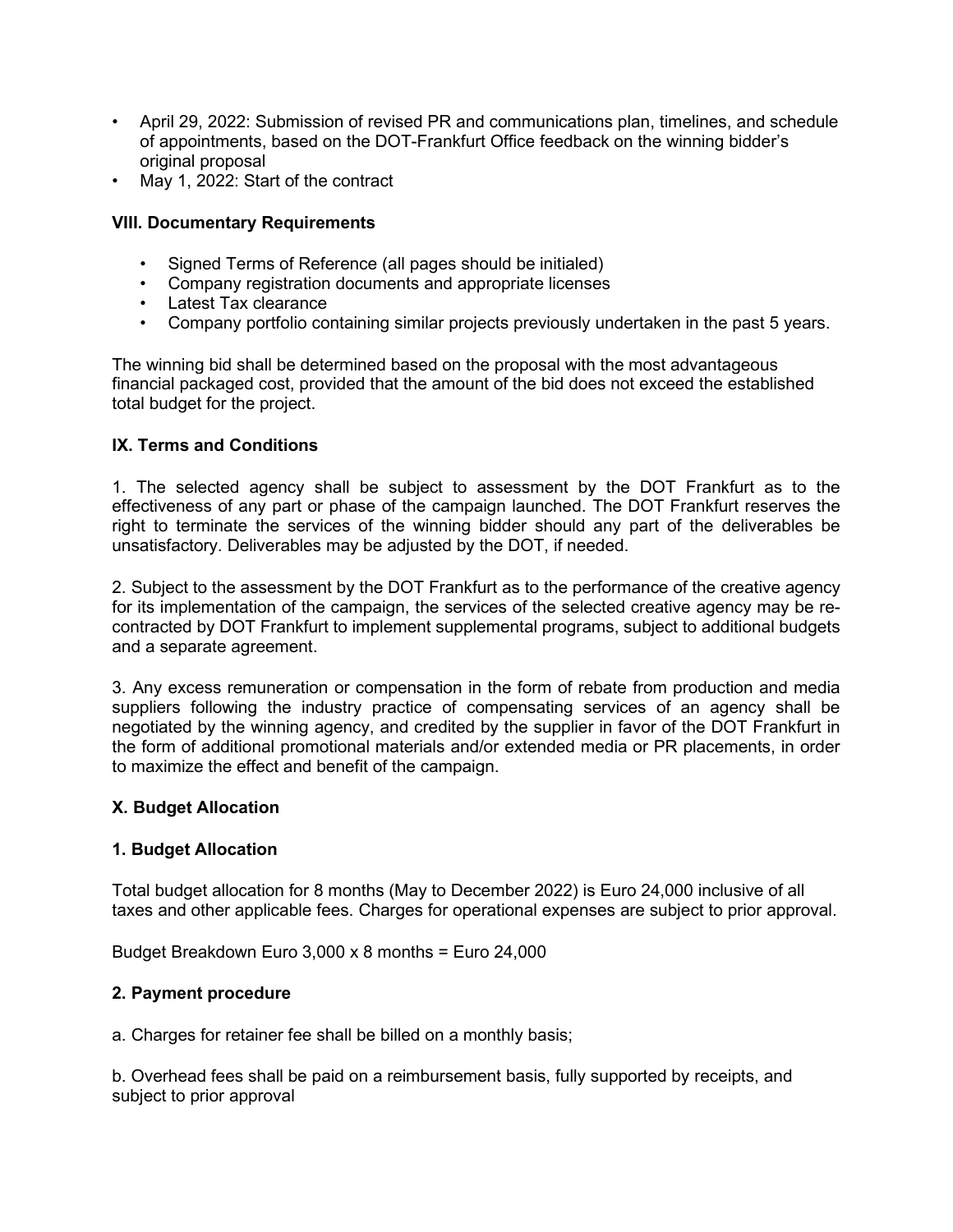- April 29, 2022: Submission of revised PR and communications plan, timelines, and schedule of appointments, based on the DOT-Frankfurt Office feedback on the winning bidder's original proposal
- May 1, 2022: Start of the contract

### VIII. Documentary Requirements

- Signed Terms of Reference (all pages should be initialed)
- Company registration documents and appropriate licenses
- Latest Tax clearance
- Company portfolio containing similar projects previously undertaken in the past 5 years.

The winning bid shall be determined based on the proposal with the most advantageous financial packaged cost, provided that the amount of the bid does not exceed the established total budget for the project.

### IX. Terms and Conditions

1. The selected agency shall be subject to assessment by the DOT Frankfurt as to the effectiveness of any part or phase of the campaign launched. The DOT Frankfurt reserves the right to terminate the services of the winning bidder should any part of the deliverables be unsatisfactory. Deliverables may be adjusted by the DOT, if needed.

2. Subject to the assessment by the DOT Frankfurt as to the performance of the creative agency for its implementation of the campaign, the services of the selected creative agency may be re-contracted by DOT Frankfurt to implement supplemental programs, subject to additional budgets and a separate agreement.

3. Any excess remuneration or compensation in the form of rebate from production and media suppliers following the industry practice of compensating services of an agency shall be negotiated by the winning agency, and credited by the supplier in favor of the DOT Frankfurt in the form of additional promotional materials and/or extended media or PR placements, in order to maximize the effect and benefit of the campaign.

### X. Budget Allocation

#### 1. Budget Allocation

Total budget allocation for 8 months (May to December 2022) is Euro 24,000 inclusive of all taxes and other applicable fees. Charges for operational expenses are subject to prior approval.

Budget Breakdown Euro 3,000 x 8 months = Euro 24,000

#### 2. Payment procedure

a. Charges for retainer fee shall be billed on a monthly basis;

b. Overhead fees shall be paid on a reimbursement basis, fully supported by receipts, and subject to prior approval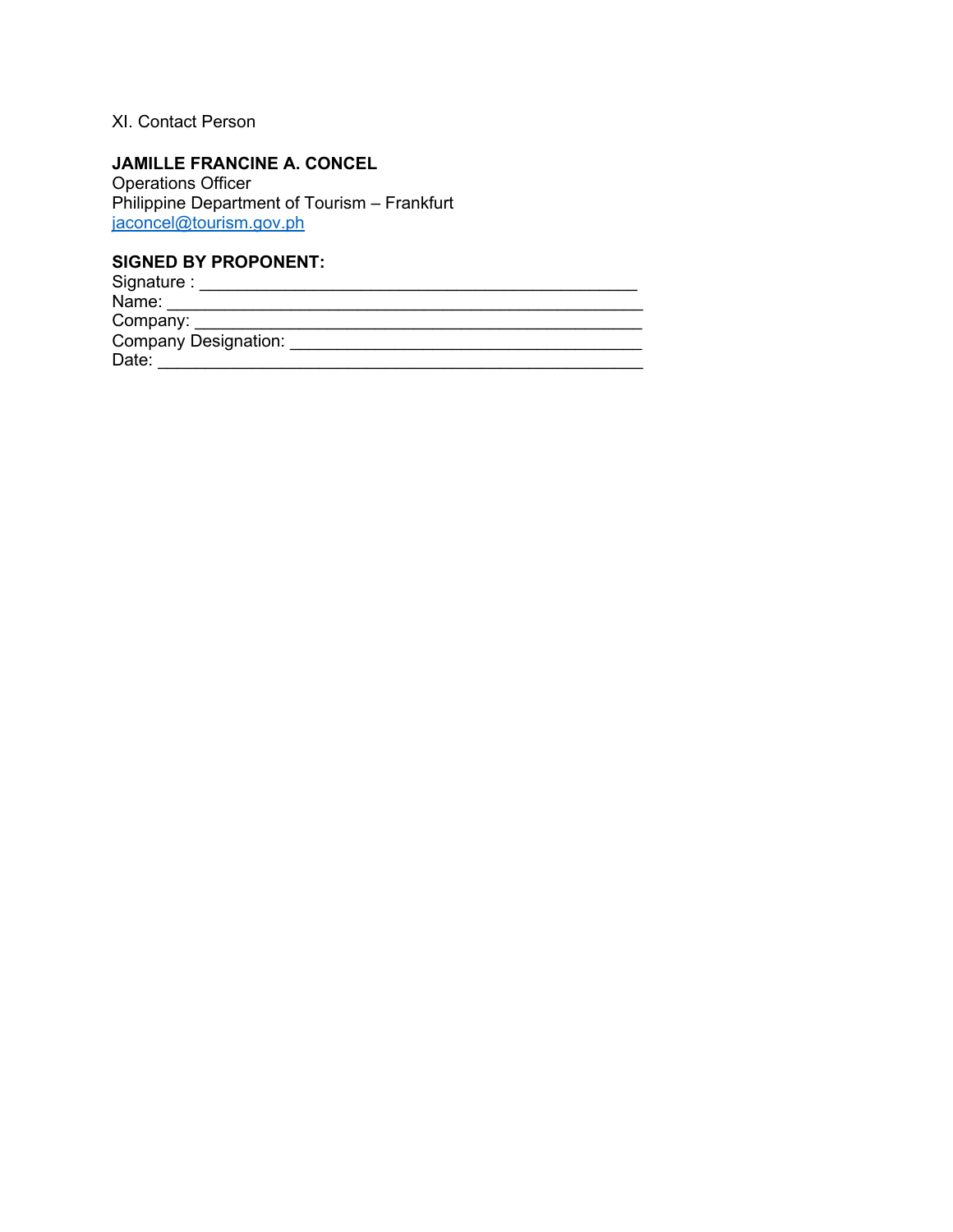XI. Contact Person

**JAMILLE FRANCINE A. CONCEL**
Operations Officer
Philippine Department of Tourism – Frankfurt
jaconcel@tourism.gov.ph

**SIGNED BY PROPONENT:**
Signature : ______________________________________________
Name: __________________________________________________
Company: ________________________________________________
Company Designation: ______________________________________
Date: ___________________________________________________